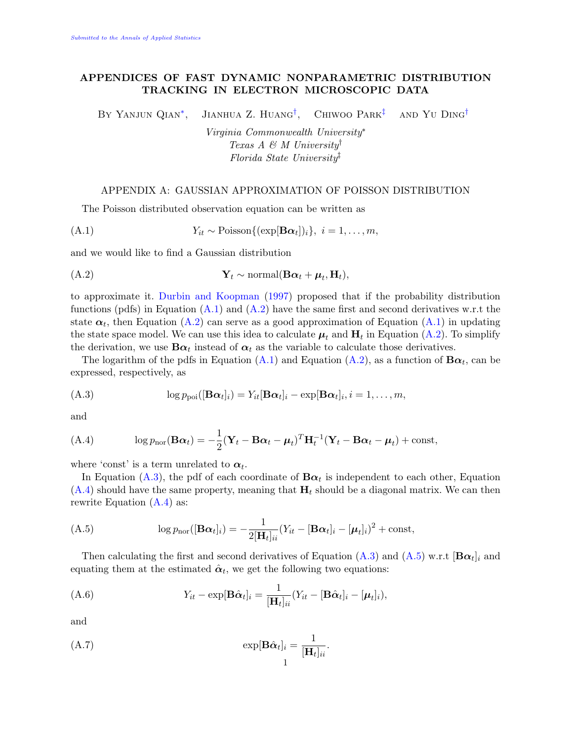# APPENDICES OF FAST DYNAMIC NONPARAMETRIC DISTRIBUTION TRACKING IN ELECTRON MICROSCOPIC DATA

By Yanjun Qian[*], Jianhua Z. Huang[†], Chiwoo Park[‡] and Yu Ding[†]

*Virginia Commonwealth University*[*]
*Texas A & M University*[†]
*Florida State University*[‡]

## APPENDIX A: GAUSSIAN APPROXIMATION OF POISSON DISTRIBUTION

The Poisson distributed observation equation can be written as

$$Y_{it} \sim \text{Poisson}\{(\exp[\mathbf{B}\boldsymbol{\alpha}_t])_i\}, \; i = 1, \ldots, m, \tag{A.1}$$

and we would like to find a Gaussian distribution

$$\mathbf{Y}_t \sim \text{normal}(\mathbf{B}\boldsymbol{\alpha}_t + \boldsymbol{\mu}_t, \mathbf{H}_t), \tag{A.2}$$

to approximate it. Durbin and Koopman (1997) proposed that if the probability distribution functions (pdfs) in Equation (A.1) and (A.2) have the same first and second derivatives w.r.t the state $\boldsymbol{\alpha}_t$, then Equation (A.2) can serve as a good approximation of Equation (A.1) in updating the state space model. We can use this idea to calculate $\boldsymbol{\mu}_t$ and $\mathbf{H}_t$ in Equation (A.2). To simplify the derivation, we use $\mathbf{B}\boldsymbol{\alpha}_t$ instead of $\boldsymbol{\alpha}_t$ as the variable to calculate those derivatives.

The logarithm of the pdfs in Equation (A.1) and Equation (A.2), as a function of $\mathbf{B}\boldsymbol{\alpha}_t$, can be expressed, respectively, as

$$\log p_{\text{poi}}([\mathbf{B}\boldsymbol{\alpha}_t]_i) = Y_{it}[\mathbf{B}\boldsymbol{\alpha}_t]_i - \exp[\mathbf{B}\boldsymbol{\alpha}_t]_i, i = 1, \ldots, m, \tag{A.3}$$

and

$$\log p_{\text{nor}}(\mathbf{B}\boldsymbol{\alpha}_t) = -\frac{1}{2}(\mathbf{Y}_t - \mathbf{B}\boldsymbol{\alpha}_t - \boldsymbol{\mu}_t)^T \mathbf{H}_t^{-1}(\mathbf{Y}_t - \mathbf{B}\boldsymbol{\alpha}_t - \boldsymbol{\mu}_t) + \text{const}, \tag{A.4}$$

where 'const' is a term unrelated to $\boldsymbol{\alpha}_t$.

In Equation (A.3), the pdf of each coordinate of $\mathbf{B}\boldsymbol{\alpha}_t$ is independent to each other, Equation (A.4) should have the same property, meaning that $\mathbf{H}_t$ should be a diagonal matrix. We can then rewrite Equation (A.4) as:

$$\log p_{\text{nor}}([\mathbf{B}\boldsymbol{\alpha}_t]_i) = -\frac{1}{2[\mathbf{H}_t]_{ii}}(Y_{it} - [\mathbf{B}\boldsymbol{\alpha}_t]_i - [\boldsymbol{\mu}_t]_i)^2 + \text{const}, \tag{A.5}$$

Then calculating the first and second derivatives of Equation (A.3) and (A.5) w.r.t $[\mathbf{B}\boldsymbol{\alpha}_t]_i$ and equating them at the estimated $\hat{\boldsymbol{\alpha}}_t$, we get the following two equations:

$$Y_{it} - \exp[\mathbf{B}\hat{\boldsymbol{\alpha}}_t]_i = \frac{1}{[\mathbf{H}_t]_{ii}}(Y_{it} - [\mathbf{B}\hat{\boldsymbol{\alpha}}_t]_i - [\boldsymbol{\mu}_t]_i), \tag{A.6}$$

and

$$\exp[\mathbf{B}\hat{\boldsymbol{\alpha}}_t]_i = \frac{1}{[\mathbf{H}_t]_{ii}}. \tag{A.7}$$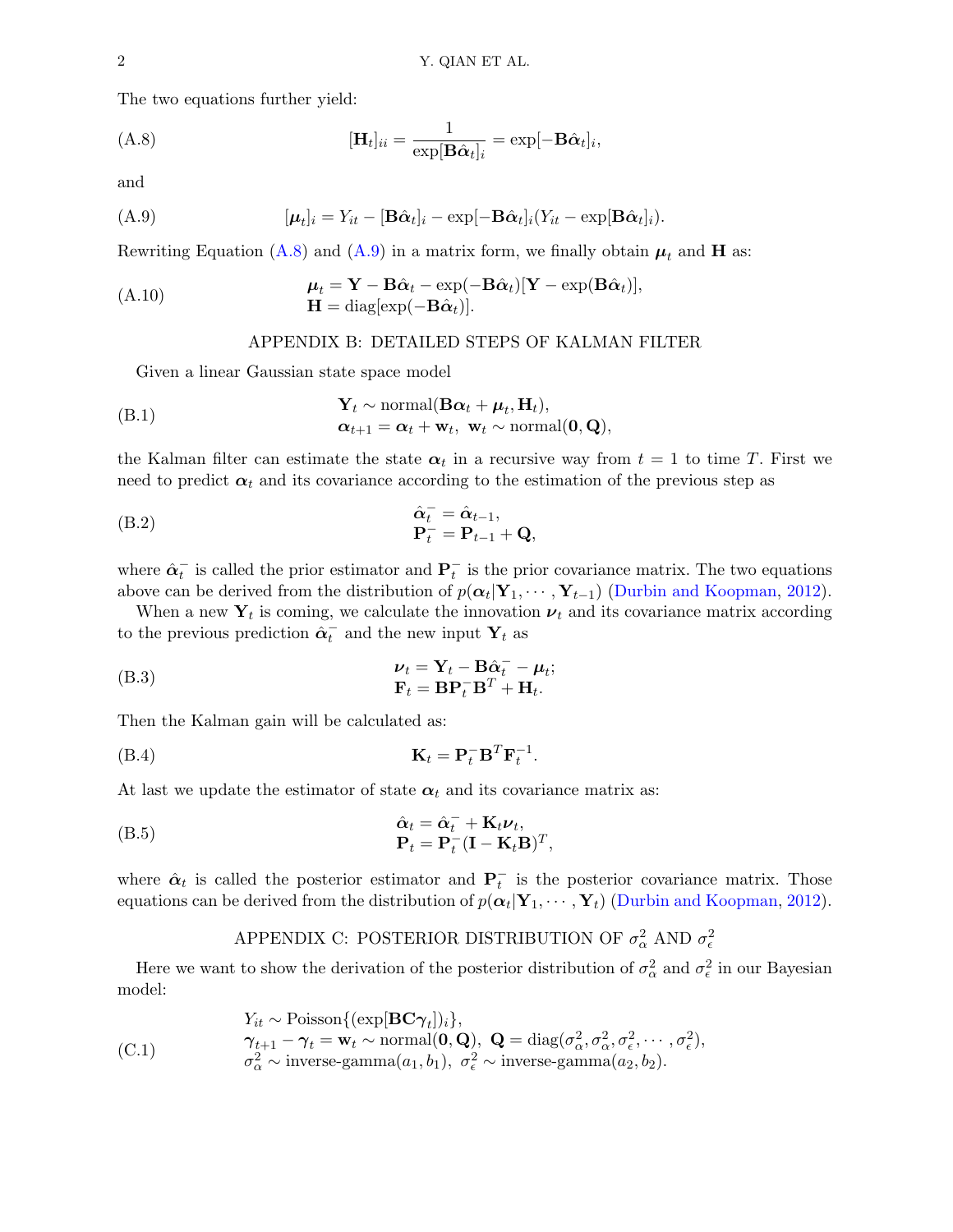The two equations further yield:

$$[\mathbf{H}_t]_{ii} = \frac{1}{\exp[\mathbf{B}\hat{\boldsymbol{\alpha}}_t]_i} = \exp[-\mathbf{B}\hat{\boldsymbol{\alpha}}_t]_i, \tag{A.8}$$

and

$$[\boldsymbol{\mu}_t]_i = Y_{it} - [\mathbf{B}\hat{\boldsymbol{\alpha}}_t]_i - \exp[-\mathbf{B}\hat{\boldsymbol{\alpha}}_t]_i(Y_{it} - \exp[\mathbf{B}\hat{\boldsymbol{\alpha}}_t]_i). \tag{A.9}$$

Rewriting Equation (A.8) and (A.9) in a matrix form, we finally obtain $\boldsymbol{\mu}_t$ and $\mathbf{H}$ as:

$$\begin{aligned} \boldsymbol{\mu}_t &= \mathbf{Y} - \mathbf{B}\hat{\boldsymbol{\alpha}}_t - \exp(-\mathbf{B}\hat{\boldsymbol{\alpha}}_t)[\mathbf{Y} - \exp(\mathbf{B}\hat{\boldsymbol{\alpha}}_t)], \\ \mathbf{H} &= \text{diag}[\exp(-\mathbf{B}\hat{\boldsymbol{\alpha}}_t)]. \end{aligned} \tag{A.10}$$

## APPENDIX B: DETAILED STEPS OF KALMAN FILTER

Given a linear Gaussian state space model

$$\begin{aligned} &\mathbf{Y}_t \sim \text{normal}(\mathbf{B}\boldsymbol{\alpha}_t + \boldsymbol{\mu}_t, \mathbf{H}_t), \\ &\boldsymbol{\alpha}_{t+1} = \boldsymbol{\alpha}_t + \mathbf{w}_t, \ \mathbf{w}_t \sim \text{normal}(\mathbf{0}, \mathbf{Q}), \end{aligned} \tag{B.1}$$

the Kalman filter can estimate the state $\boldsymbol{\alpha}_t$ in a recursive way from $t = 1$ to time $T$. First we need to predict $\boldsymbol{\alpha}_t$ and its covariance according to the estimation of the previous step as

$$\begin{aligned} \hat{\boldsymbol{\alpha}}_t^- &= \hat{\boldsymbol{\alpha}}_{t-1}, \\ \mathbf{P}_t^- &= \mathbf{P}_{t-1} + \mathbf{Q}, \end{aligned} \tag{B.2}$$

where $\hat{\boldsymbol{\alpha}}_t^-$ is called the prior estimator and $\mathbf{P}_t^-$ is the prior covariance matrix. The two equations above can be derived from the distribution of $p(\boldsymbol{\alpha}_t|\mathbf{Y}_1, \cdots, \mathbf{Y}_{t-1})$ (Durbin and Koopman, 2012).

When a new $\mathbf{Y}_t$ is coming, we calculate the innovation $\boldsymbol{\nu}_t$ and its covariance matrix according to the previous prediction $\hat{\boldsymbol{\alpha}}_t^-$ and the new input $\mathbf{Y}_t$ as

$$\begin{aligned} \boldsymbol{\nu}_t &= \mathbf{Y}_t - \mathbf{B}\hat{\boldsymbol{\alpha}}_t^- - \boldsymbol{\mu}_t; \\ \mathbf{F}_t &= \mathbf{B}\mathbf{P}_t^-\mathbf{B}^T + \mathbf{H}_t. \end{aligned} \tag{B.3}$$

Then the Kalman gain will be calculated as:

$$\mathbf{K}_t = \mathbf{P}_t^-\mathbf{B}^T\mathbf{F}_t^{-1}. \tag{B.4}$$

At last we update the estimator of state $\boldsymbol{\alpha}_t$ and its covariance matrix as:

$$\begin{aligned} \hat{\boldsymbol{\alpha}}_t &= \hat{\boldsymbol{\alpha}}_t^- + \mathbf{K}_t\boldsymbol{\nu}_t, \\ \mathbf{P}_t &= \mathbf{P}_t^-(\mathbf{I} - \mathbf{K}_t\mathbf{B})^T, \end{aligned} \tag{B.5}$$

where $\hat{\boldsymbol{\alpha}}_t$ is called the posterior estimator and $\mathbf{P}_t^-$ is the posterior covariance matrix. Those equations can be derived from the distribution of $p(\boldsymbol{\alpha}_t|\mathbf{Y}_1, \cdots, \mathbf{Y}_t)$ (Durbin and Koopman, 2012).

## APPENDIX C: POSTERIOR DISTRIBUTION OF $\sigma_\alpha^2$ AND $\sigma_\epsilon^2$

Here we want to show the derivation of the posterior distribution of $\sigma_\alpha^2$ and $\sigma_\epsilon^2$ in our Bayesian model:

$$\begin{aligned} &Y_{it} \sim \text{Poisson}\{(\exp[\mathbf{BC}\boldsymbol{\gamma}_t])_i\}, \\ &\boldsymbol{\gamma}_{t+1} - \boldsymbol{\gamma}_t = \mathbf{w}_t \sim \text{normal}(\mathbf{0}, \mathbf{Q}), \ \mathbf{Q} = \text{diag}(\sigma_\alpha^2, \sigma_\alpha^2, \sigma_\epsilon^2, \cdots, \sigma_\epsilon^2), \\ &\sigma_\alpha^2 \sim \text{inverse-gamma}(a_1, b_1), \ \sigma_\epsilon^2 \sim \text{inverse-gamma}(a_2, b_2). \end{aligned} \tag{C.1}$$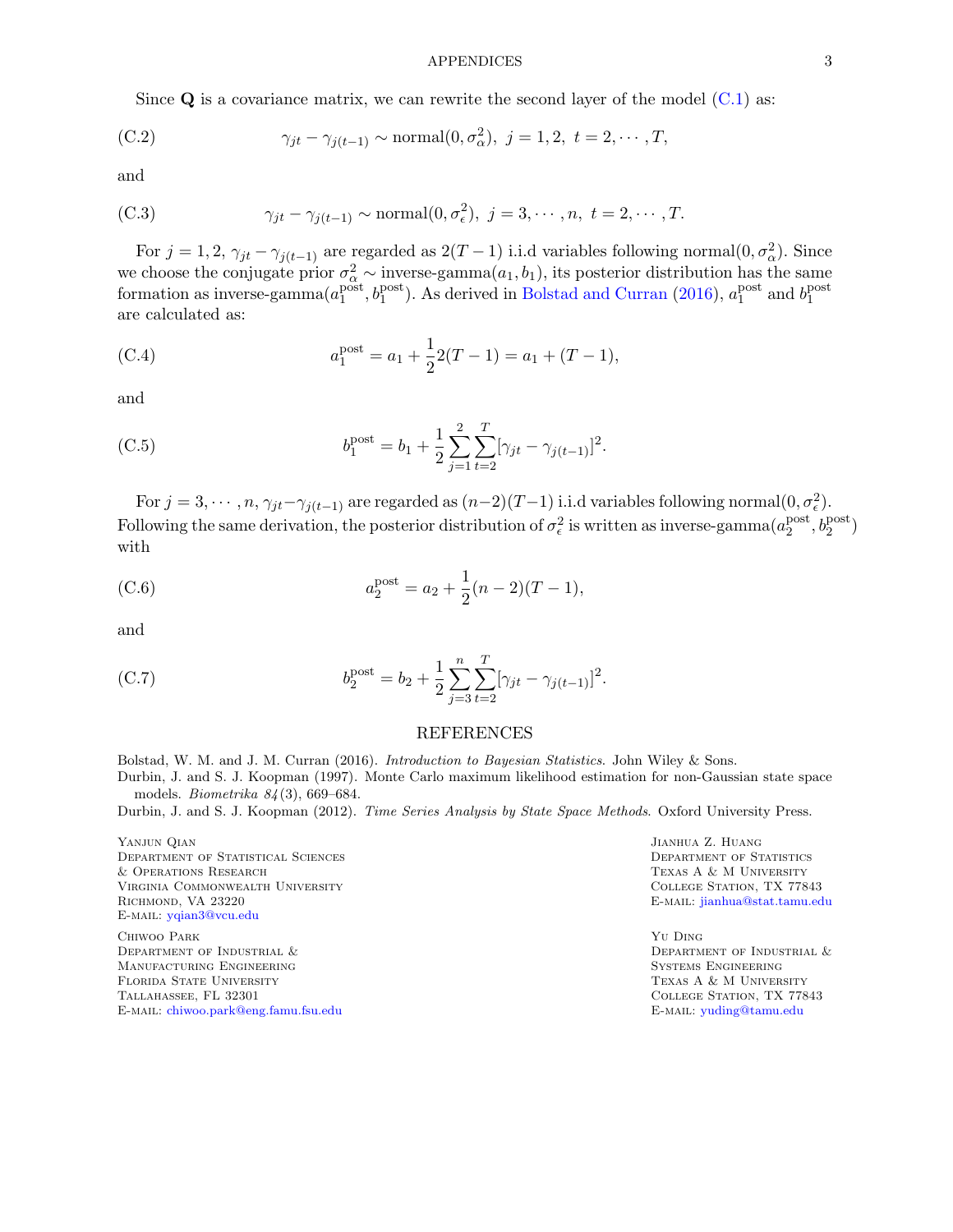Since $\mathbf{Q}$ is a covariance matrix, we can rewrite the second layer of the model (C.1) as:

$$\gamma_{jt} - \gamma_{j(t-1)} \sim \text{normal}(0, \sigma_\alpha^2),\ j = 1, 2,\ t = 2, \cdots, T, \tag{C.2}$$

and

$$\gamma_{jt} - \gamma_{j(t-1)} \sim \text{normal}(0, \sigma_\epsilon^2),\ j = 3, \cdots, n,\ t = 2, \cdots, T. \tag{C.3}$$

For $j = 1, 2$, $\gamma_{jt} - \gamma_{j(t-1)}$ are regarded as $2(T-1)$ i.i.d variables following normal$(0, \sigma_\alpha^2)$. Since we choose the conjugate prior $\sigma_\alpha^2 \sim$ inverse-gamma$(a_1, b_1)$, its posterior distribution has the same formation as inverse-gamma$(a_1^{\text{post}}, b_1^{\text{post}})$. As derived in Bolstad and Curran (2016), $a_1^{\text{post}}$ and $b_1^{\text{post}}$ are calculated as:

$$a_1^{\text{post}} = a_1 + \frac{1}{2} 2(T-1) = a_1 + (T-1), \tag{C.4}$$

and

$$b_1^{\text{post}} = b_1 + \frac{1}{2} \sum_{j=1}^{2} \sum_{t=2}^{T} [\gamma_{jt} - \gamma_{j(t-1)}]^2. \tag{C.5}$$

For $j = 3, \cdots, n$, $\gamma_{jt} - \gamma_{j(t-1)}$ are regarded as $(n-2)(T-1)$ i.i.d variables following normal$(0, \sigma_\epsilon^2)$. Following the same derivation, the posterior distribution of $\sigma_\epsilon^2$ is written as inverse-gamma$(a_2^{\text{post}}, b_2^{\text{post}})$ with

$$a_2^{\text{post}} = a_2 + \frac{1}{2}(n-2)(T-1), \tag{C.6}$$

and

$$b_2^{\text{post}} = b_2 + \frac{1}{2} \sum_{j=3}^{n} \sum_{t=2}^{T} [\gamma_{jt} - \gamma_{j(t-1)}]^2. \tag{C.7}$$

## REFERENCES

Bolstad, W. M. and J. M. Curran (2016). *Introduction to Bayesian Statistics.* John Wiley & Sons.

Durbin, J. and S. J. Koopman (1997). Monte Carlo maximum likelihood estimation for non-Gaussian state space models. *Biometrika 84*(3), 669–684.

Durbin, J. and S. J. Koopman (2012). *Time Series Analysis by State Space Methods.* Oxford University Press.

Yanjun Qian
Department of Statistical Sciences
& Operations Research
Virginia Commonwealth University
Richmond, VA 23220
E-mail: yqian3@vcu.edu

Jianhua Z. Huang
Department of Statistics
Texas A & M University
College Station, TX 77843
E-mail: jianhua@stat.tamu.edu

Chiwoo Park
Department of Industrial &
Manufacturing Engineering
Florida State University
Tallahassee, FL 32301
E-mail: chiwoo.park@eng.famu.fsu.edu

Yu Ding
Department of Industrial &
Systems Engineering
Texas A & M University
College Station, TX 77843
E-mail: yuding@tamu.edu